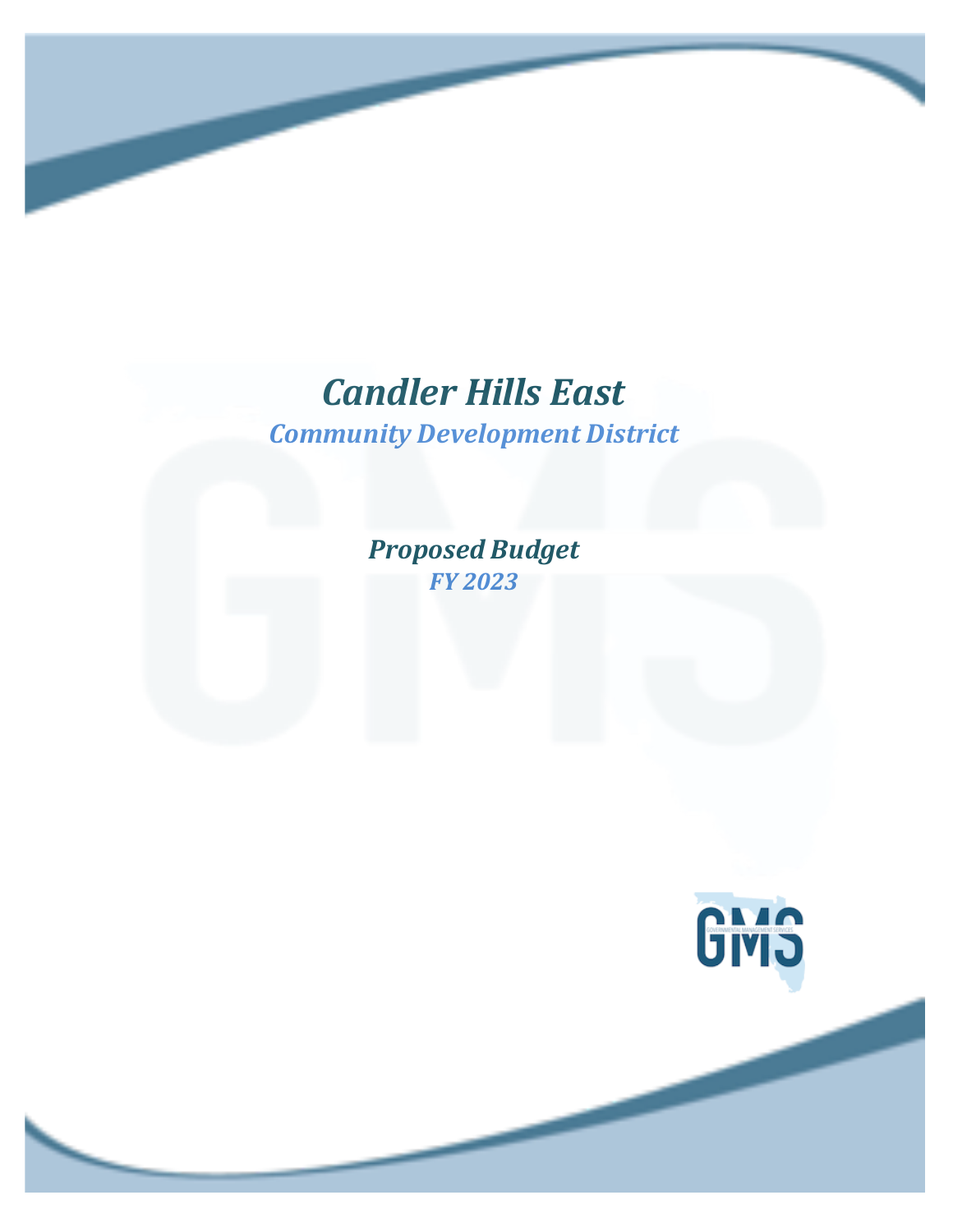# *Candler Hills East*

## *Community Development District*

### *Proposed Budget*

### *FY 2023*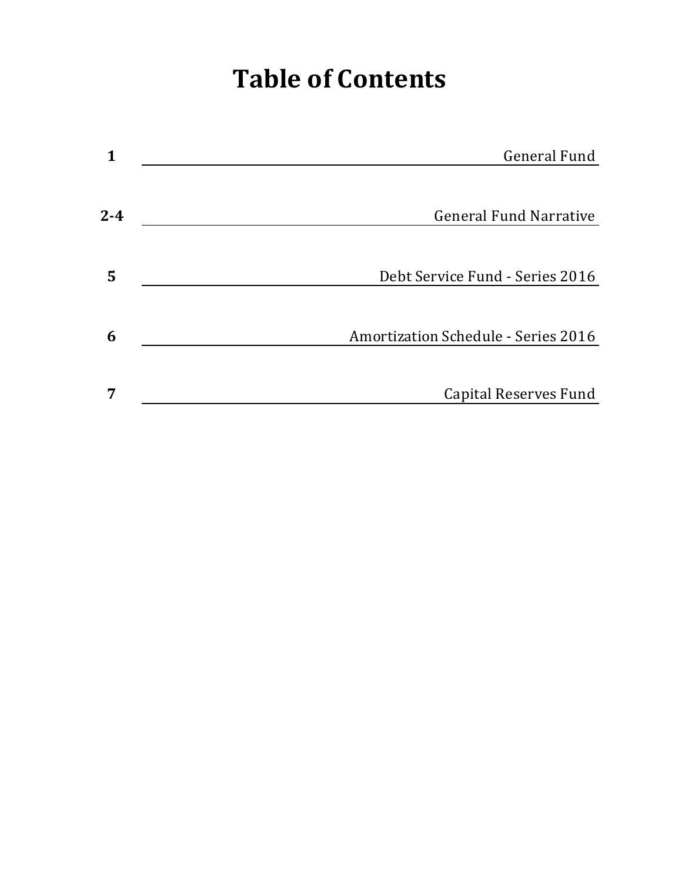# Table of Contents

| Page | Section |
|---|---|
| 1 | General Fund |
| 2-4 | General Fund Narrative |
| 5 | Debt Service Fund - Series 2016 |
| 6 | Amortization Schedule - Series 2016 |
| 7 | Capital Reserves Fund |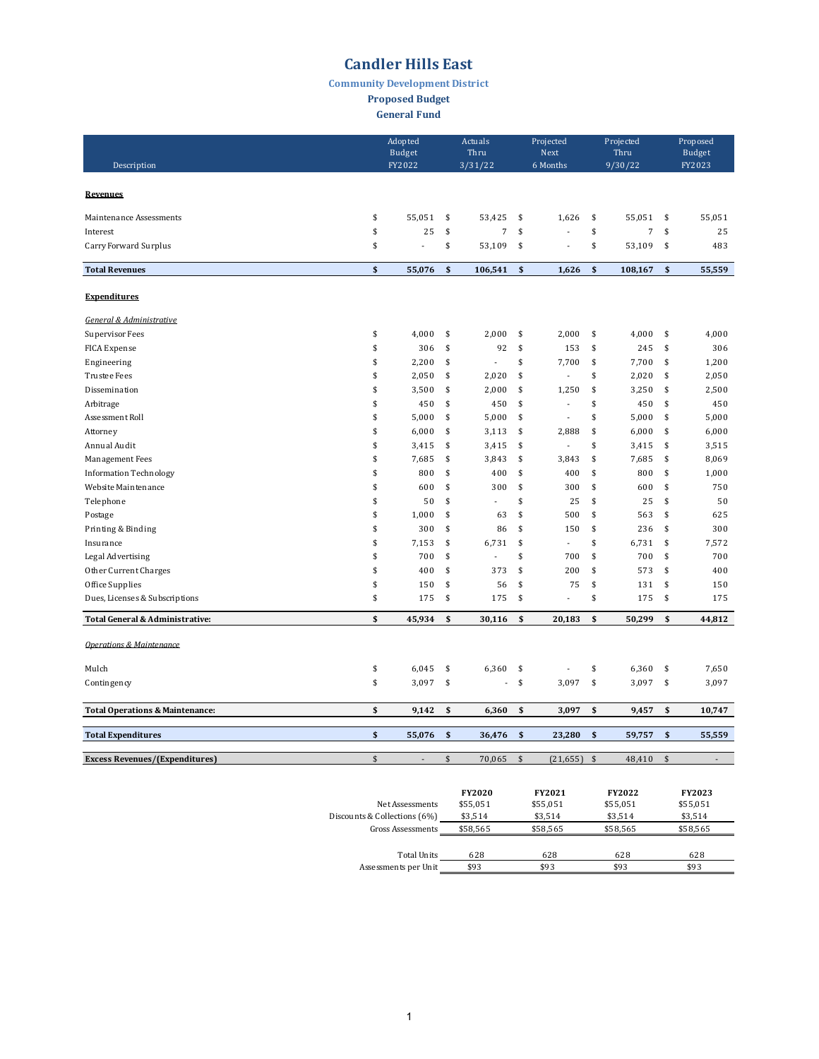# Candler Hills East

## Community Development District

### Proposed Budget

### General Fund

| Description | Adopted Budget FY2022 | Actuals Thru 3/31/22 | Projected Next 6 Months | Projected Thru 9/30/22 | Proposed Budget FY2023 |
|---|---|---|---|---|---|
| **Revenues** | | | | | |
| Maintenance Assessments | $ 55,051 | $ 53,425 | $ 1,626 | $ 55,051 | $ 55,051 |
| Interest | $ 25 | $ 7 | $ - | $ 7 | $ 25 |
| Carry Forward Surplus | $ - | $ 53,109 | $ - | $ 53,109 | $ 483 |
| **Total Revenues** | **$ 55,076** | **$ 106,541** | **$ 1,626** | **$ 108,167** | **$ 55,559** |
| **Expenditures** | | | | | |
| *General & Administrative* | | | | | |
| Supervisor Fees | $ 4,000 | $ 2,000 | $ 2,000 | $ 4,000 | $ 4,000 |
| FICA Expense | $ 306 | $ 92 | $ 153 | $ 245 | $ 306 |
| Engineering | $ 2,200 | $ - | $ 7,700 | $ 7,700 | $ 1,200 |
| Trustee Fees | $ 2,050 | $ 2,020 | $ - | $ 2,020 | $ 2,050 |
| Dissemination | $ 3,500 | $ 2,000 | $ 1,250 | $ 3,250 | $ 2,500 |
| Arbitrage | $ 450 | $ 450 | $ - | $ 450 | $ 450 |
| Assessment Roll | $ 5,000 | $ 5,000 | $ - | $ 5,000 | $ 5,000 |
| Attorney | $ 6,000 | $ 3,113 | $ 2,888 | $ 6,000 | $ 6,000 |
| Annual Audit | $ 3,415 | $ 3,415 | $ - | $ 3,415 | $ 3,515 |
| Management Fees | $ 7,685 | $ 3,843 | $ 3,843 | $ 7,685 | $ 8,069 |
| Information Technology | $ 800 | $ 400 | $ 400 | $ 800 | $ 1,000 |
| Website Maintenance | $ 600 | $ 300 | $ 300 | $ 600 | $ 750 |
| Telephone | $ 50 | $ - | $ 25 | $ 25 | $ 50 |
| Postage | $ 1,000 | $ 63 | $ 500 | $ 563 | $ 625 |
| Printing & Binding | $ 300 | $ 86 | $ 150 | $ 236 | $ 300 |
| Insurance | $ 7,153 | $ 6,731 | $ - | $ 6,731 | $ 7,572 |
| Legal Advertising | $ 700 | $ - | $ 700 | $ 700 | $ 700 |
| Other Current Charges | $ 400 | $ 373 | $ 200 | $ 573 | $ 400 |
| Office Supplies | $ 150 | $ 56 | $ 75 | $ 131 | $ 150 |
| Dues, Licenses & Subscriptions | $ 175 | $ 175 | $ - | $ 175 | $ 175 |
| **Total General & Administrative:** | **$ 45,934** | **$ 30,116** | **$ 20,183** | **$ 50,299** | **$ 44,812** |
| *Operations & Maintenance* | | | | | |
| Mulch | $ 6,045 | $ 6,360 | $ - | $ 6,360 | $ 7,650 |
| Contingency | $ 3,097 | $ - | $ 3,097 | $ 3,097 | $ 3,097 |
| **Total Operations & Maintenance:** | **$ 9,142** | **$ 6,360** | **$ 3,097** | **$ 9,457** | **$ 10,747** |
| **Total Expenditures** | **$ 55,076** | **$ 36,476** | **$ 23,280** | **$ 59,757** | **$ 55,559** |
| **Excess Revenues/(Expenditures)** | $ - | $ 70,065 | $ (21,655) | $ 48,410 | $ - |

| | FY2020 | FY2021 | FY2022 | FY2023 |
|---|---|---|---|---|
| Net Assessments | $55,051 | $55,051 | $55,051 | $55,051 |
| Discounts & Collections (6%) | $3,514 | $3,514 | $3,514 | $3,514 |
| Gross Assessments | $58,565 | $58,565 | $58,565 | $58,565 |
| Total Units | 628 | 628 | 628 | 628 |
| Assessments per Unit | $93 | $93 | $93 | $93 |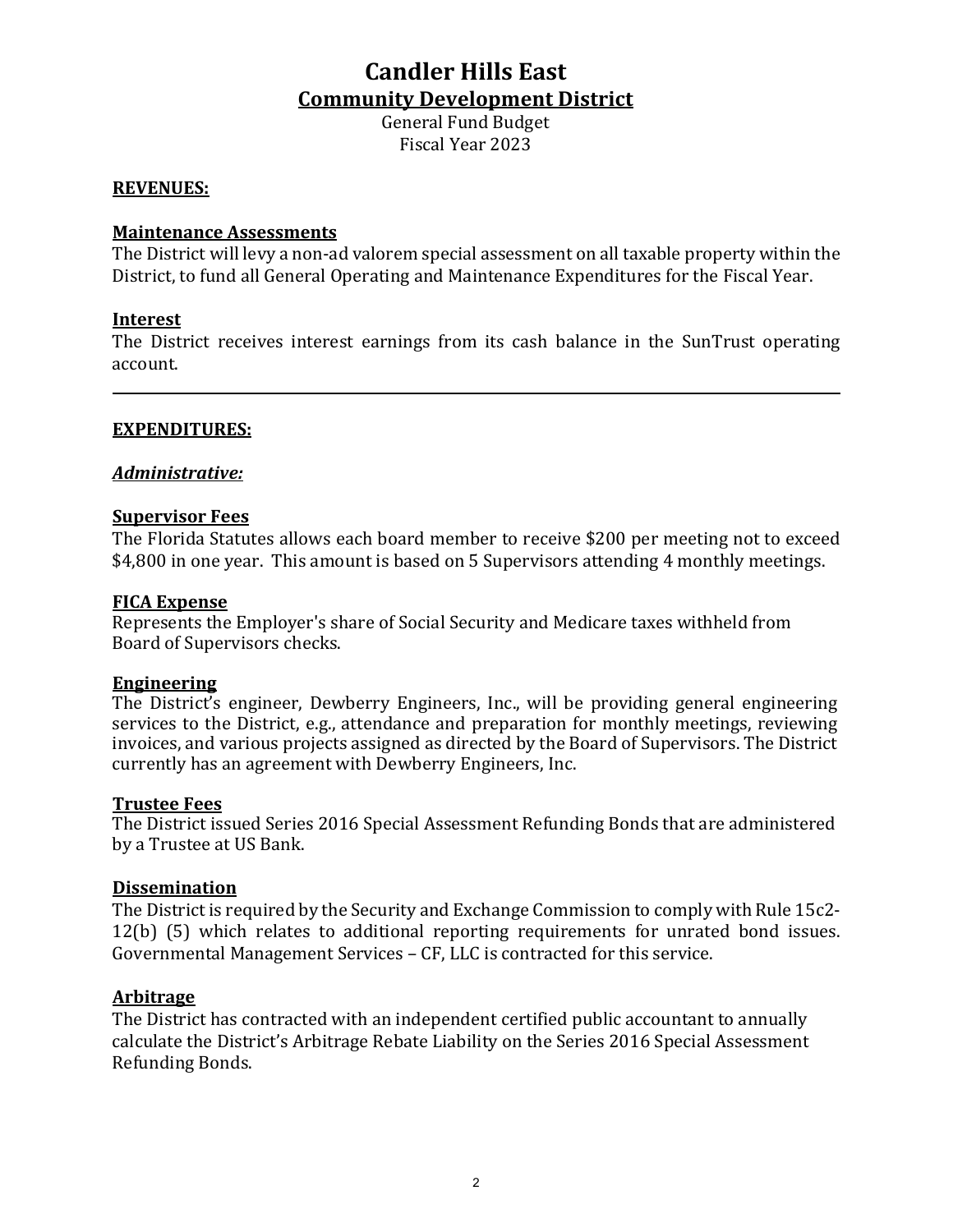# Candler Hills East

## Community Development District

General Fund Budget
Fiscal Year 2023

**REVENUES:**

**Maintenance Assessments**
The District will levy a non-ad valorem special assessment on all taxable property within the District, to fund all General Operating and Maintenance Expenditures for the Fiscal Year.

**Interest**
The District receives interest earnings from its cash balance in the SunTrust operating account.

---

**EXPENDITURES:**

***Administrative:***

**Supervisor Fees**
The Florida Statutes allows each board member to receive $200 per meeting not to exceed $4,800 in one year. This amount is based on 5 Supervisors attending 4 monthly meetings.

**FICA Expense**
Represents the Employer's share of Social Security and Medicare taxes withheld from Board of Supervisors checks.

**Engineering**
The District's engineer, Dewberry Engineers, Inc., will be providing general engineering services to the District, e.g., attendance and preparation for monthly meetings, reviewing invoices, and various projects assigned as directed by the Board of Supervisors. The District currently has an agreement with Dewberry Engineers, Inc.

**Trustee Fees**
The District issued Series 2016 Special Assessment Refunding Bonds that are administered by a Trustee at US Bank.

**Dissemination**
The District is required by the Security and Exchange Commission to comply with Rule 15c2-12(b) (5) which relates to additional reporting requirements for unrated bond issues. Governmental Management Services – CF, LLC is contracted for this service.

**Arbitrage**
The District has contracted with an independent certified public accountant to annually calculate the District's Arbitrage Rebate Liability on the Series 2016 Special Assessment Refunding Bonds.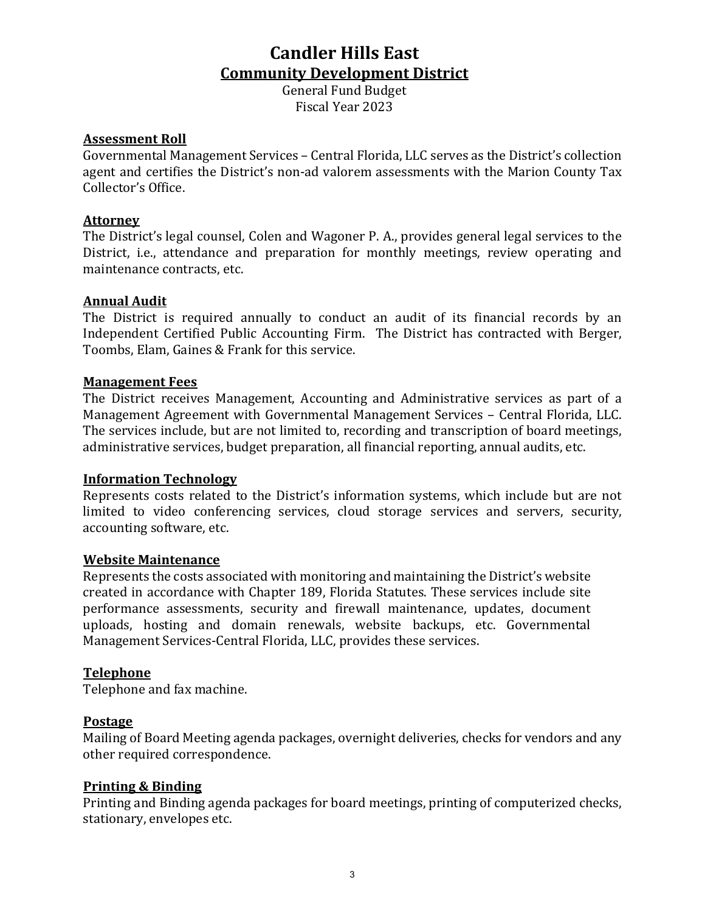# Candler Hills East
## Community Development District

General Fund Budget
Fiscal Year 2023

**Assessment Roll**

Governmental Management Services – Central Florida, LLC serves as the District's collection agent and certifies the District's non-ad valorem assessments with the Marion County Tax Collector's Office.

**Attorney**

The District's legal counsel, Colen and Wagoner P. A., provides general legal services to the District, i.e., attendance and preparation for monthly meetings, review operating and maintenance contracts, etc.

**Annual Audit**

The District is required annually to conduct an audit of its financial records by an Independent Certified Public Accounting Firm. The District has contracted with Berger, Toombs, Elam, Gaines & Frank for this service.

**Management Fees**

The District receives Management, Accounting and Administrative services as part of a Management Agreement with Governmental Management Services – Central Florida, LLC. The services include, but are not limited to, recording and transcription of board meetings, administrative services, budget preparation, all financial reporting, annual audits, etc.

**Information Technology**

Represents costs related to the District's information systems, which include but are not limited to video conferencing services, cloud storage services and servers, security, accounting software, etc.

**Website Maintenance**

Represents the costs associated with monitoring and maintaining the District's website created in accordance with Chapter 189, Florida Statutes. These services include site performance assessments, security and firewall maintenance, updates, document uploads, hosting and domain renewals, website backups, etc. Governmental Management Services-Central Florida, LLC, provides these services.

**Telephone**

Telephone and fax machine.

**Postage**

Mailing of Board Meeting agenda packages, overnight deliveries, checks for vendors and any other required correspondence.

**Printing & Binding**

Printing and Binding agenda packages for board meetings, printing of computerized checks, stationary, envelopes etc.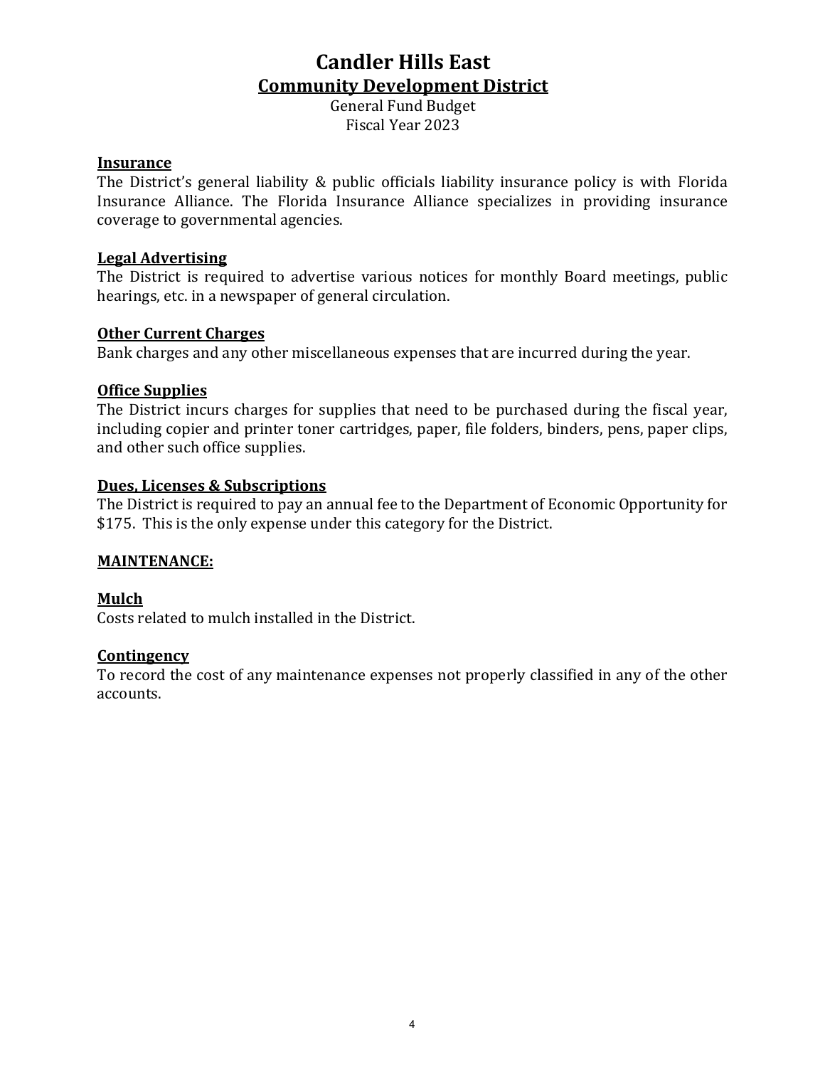# Candler Hills East

## Community Development District

General Fund Budget
Fiscal Year 2023

**Insurance**
The District's general liability & public officials liability insurance policy is with Florida Insurance Alliance. The Florida Insurance Alliance specializes in providing insurance coverage to governmental agencies.

**Legal Advertising**
The District is required to advertise various notices for monthly Board meetings, public hearings, etc. in a newspaper of general circulation.

**Other Current Charges**
Bank charges and any other miscellaneous expenses that are incurred during the year.

**Office Supplies**
The District incurs charges for supplies that need to be purchased during the fiscal year, including copier and printer toner cartridges, paper, file folders, binders, pens, paper clips, and other such office supplies.

**Dues, Licenses & Subscriptions**
The District is required to pay an annual fee to the Department of Economic Opportunity for $175. This is the only expense under this category for the District.

**MAINTENANCE:**

**Mulch**
Costs related to mulch installed in the District.

**Contingency**
To record the cost of any maintenance expenses not properly classified in any of the other accounts.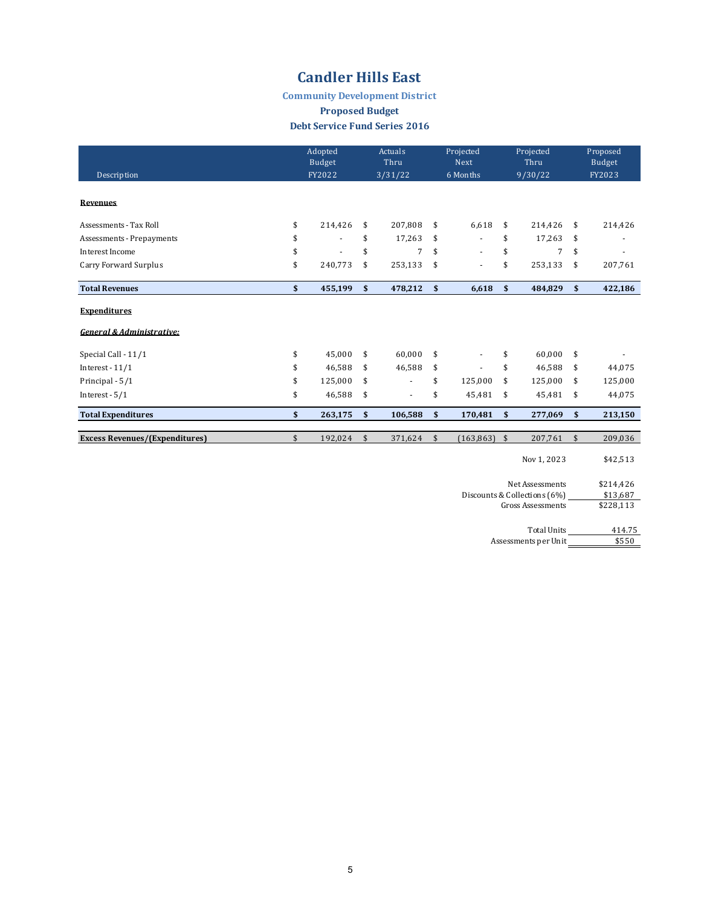# Candler Hills East

### Community Development District

### Proposed Budget

### Debt Service Fund Series 2016

| Description | Adopted Budget FY2022 | Actuals Thru 3/31/22 | Projected Next 6 Months | Projected Thru 9/30/22 | Proposed Budget FY2023 |
|---|---|---|---|---|---|
| **Revenues** | | | | | |
| Assessments - Tax Roll | $ 214,426 | $ 207,808 | $ 6,618 | $ 214,426 | $ 214,426 |
| Assessments - Prepayments | $ - | $ 17,263 | $ - | $ 17,263 | $ - |
| Interest Income | $ - | $ 7 | $ - | $ 7 | $ - |
| Carry Forward Surplus | $ 240,773 | $ 253,133 | $ - | $ 253,133 | $ 207,761 |
| **Total Revenues** | **$ 455,199** | **$ 478,212** | **$ 6,618** | **$ 484,829** | **$ 422,186** |
| **Expenditures** | | | | | |
| ***General & Administrative:*** | | | | | |
| Special Call - 11/1 | $ 45,000 | $ 60,000 | $ - | $ 60,000 | $ - |
| Interest - 11/1 | $ 46,588 | $ 46,588 | $ - | $ 46,588 | $ 44,075 |
| Principal - 5/1 | $ 125,000 | $ - | $ 125,000 | $ 125,000 | $ 125,000 |
| Interest - 5/1 | $ 46,588 | $ - | $ 45,481 | $ 45,481 | $ 44,075 |
| **Total Expenditures** | **$ 263,175** | **$ 106,588** | **$ 170,481** | **$ 277,069** | **$ 213,150** |
| **Excess Revenues/(Expenditures)** | $ 192,024 | $ 371,624 | $ (163,863) | $ 207,761 | $ 209,036 |

| | |
|---|---|
| Nov 1, 2023 | $42,513 |

| | |
|---|---|
| Net Assessments | $214,426 |
| Discounts & Collections (6%) | $13,687 |
| Gross Assessments | $228,113 |

| | |
|---|---|
| Total Units | 414.75 |
| Assessments per Unit | $550 |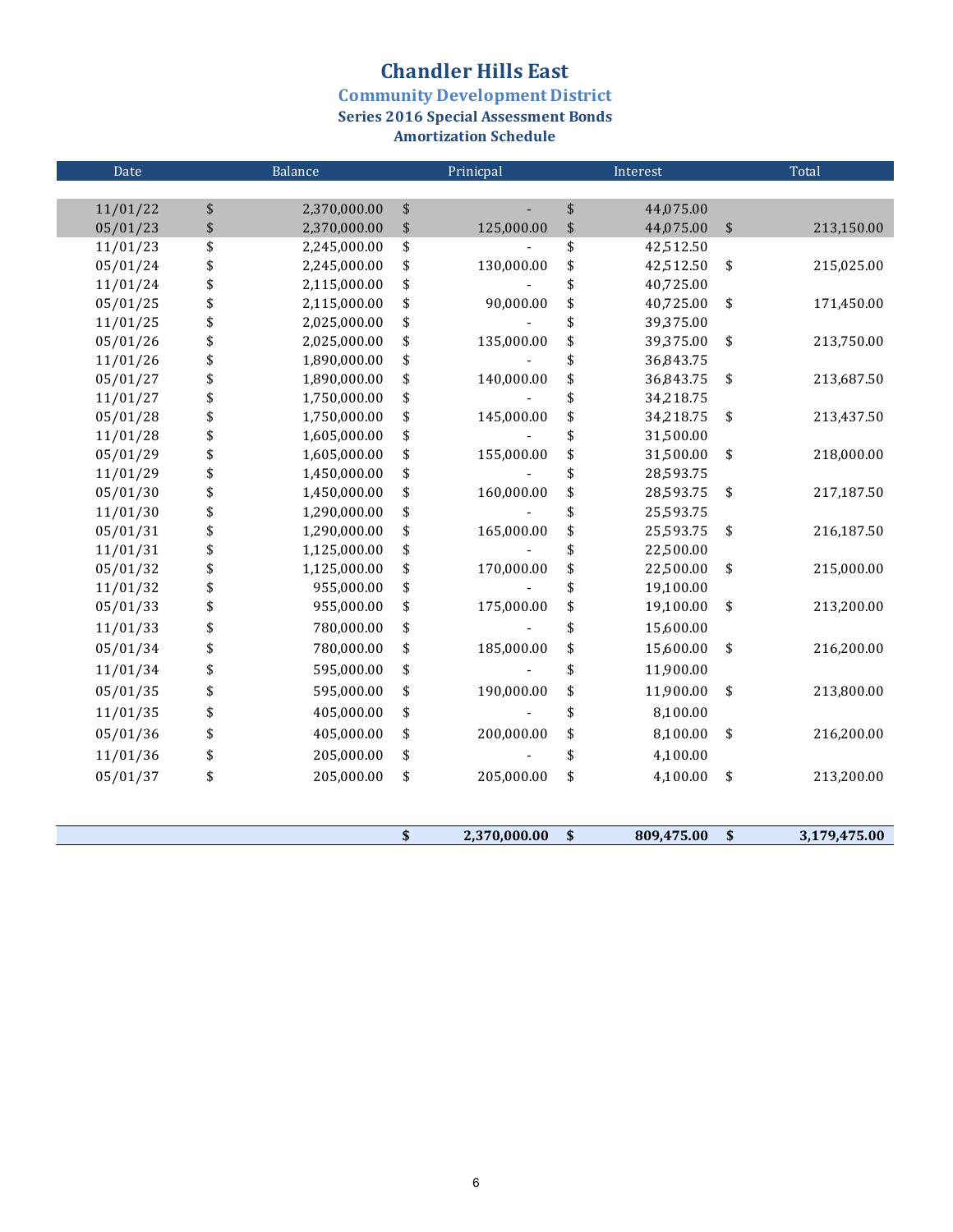# Chandler Hills East

## Community Development District

### Series 2016 Special Assessment Bonds

### Amortization Schedule

| Date | Balance | Prinicpal | Interest | Total |
|---|---|---|---|---|
| 11/01/22 | $ 2,370,000.00 | $ - | $ 44,075.00 | |
| 05/01/23 | $ 2,370,000.00 | $ 125,000.00 | $ 44,075.00 | $ 213,150.00 |
| 11/01/23 | $ 2,245,000.00 | $ - | $ 42,512.50 | |
| 05/01/24 | $ 2,245,000.00 | $ 130,000.00 | $ 42,512.50 | $ 215,025.00 |
| 11/01/24 | $ 2,115,000.00 | $ - | $ 40,725.00 | |
| 05/01/25 | $ 2,115,000.00 | $ 90,000.00 | $ 40,725.00 | $ 171,450.00 |
| 11/01/25 | $ 2,025,000.00 | $ - | $ 39,375.00 | |
| 05/01/26 | $ 2,025,000.00 | $ 135,000.00 | $ 39,375.00 | $ 213,750.00 |
| 11/01/26 | $ 1,890,000.00 | $ - | $ 36,843.75 | |
| 05/01/27 | $ 1,890,000.00 | $ 140,000.00 | $ 36,843.75 | $ 213,687.50 |
| 11/01/27 | $ 1,750,000.00 | $ - | $ 34,218.75 | |
| 05/01/28 | $ 1,750,000.00 | $ 145,000.00 | $ 34,218.75 | $ 213,437.50 |
| 11/01/28 | $ 1,605,000.00 | $ - | $ 31,500.00 | |
| 05/01/29 | $ 1,605,000.00 | $ 155,000.00 | $ 31,500.00 | $ 218,000.00 |
| 11/01/29 | $ 1,450,000.00 | $ - | $ 28,593.75 | |
| 05/01/30 | $ 1,450,000.00 | $ 160,000.00 | $ 28,593.75 | $ 217,187.50 |
| 11/01/30 | $ 1,290,000.00 | $ - | $ 25,593.75 | |
| 05/01/31 | $ 1,290,000.00 | $ 165,000.00 | $ 25,593.75 | $ 216,187.50 |
| 11/01/31 | $ 1,125,000.00 | $ - | $ 22,500.00 | |
| 05/01/32 | $ 1,125,000.00 | $ 170,000.00 | $ 22,500.00 | $ 215,000.00 |
| 11/01/32 | $ 955,000.00 | $ - | $ 19,100.00 | |
| 05/01/33 | $ 955,000.00 | $ 175,000.00 | $ 19,100.00 | $ 213,200.00 |
| 11/01/33 | $ 780,000.00 | $ - | $ 15,600.00 | |
| 05/01/34 | $ 780,000.00 | $ 185,000.00 | $ 15,600.00 | $ 216,200.00 |
| 11/01/34 | $ 595,000.00 | $ - | $ 11,900.00 | |
| 05/01/35 | $ 595,000.00 | $ 190,000.00 | $ 11,900.00 | $ 213,800.00 |
| 11/01/35 | $ 405,000.00 | $ - | $ 8,100.00 | |
| 05/01/36 | $ 405,000.00 | $ 200,000.00 | $ 8,100.00 | $ 216,200.00 |
| 11/01/36 | $ 205,000.00 | $ - | $ 4,100.00 | |
| 05/01/37 | $ 205,000.00 | $ 205,000.00 | $ 4,100.00 | $ 213,200.00 |
| | | **$ 2,370,000.00** | **$ 809,475.00** | **$ 3,179,475.00** |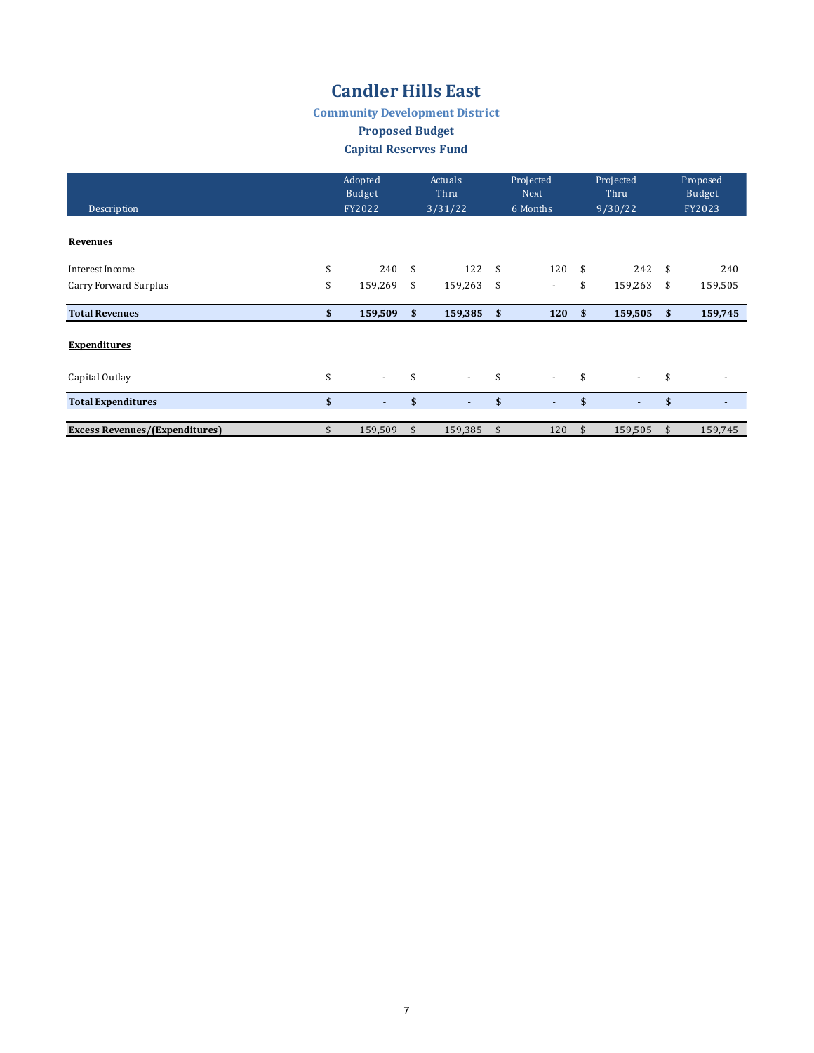# Candler Hills East

### Community Development District

### Proposed Budget

### Capital Reserves Fund

| Description | Adopted Budget FY2022 | Actuals Thru 3/31/22 | Projected Next 6 Months | Projected Thru 9/30/22 | Proposed Budget FY2023 |
|---|---|---|---|---|---|
| **Revenues** | | | | | |
| Interest Income | $ 240 | $ 122 | $ 120 | $ 242 | $ 240 |
| Carry Forward Surplus | $ 159,269 | $ 159,263 | $ - | $ 159,263 | $ 159,505 |
| **Total Revenues** | **$ 159,509** | **$ 159,385** | **$ 120** | **$ 159,505** | **$ 159,745** |
| **Expenditures** | | | | | |
| Capital Outlay | $ - | $ - | $ - | $ - | $ - |
| **Total Expenditures** | **$ -** | **$ -** | **$ -** | **$ -** | **$ -** |
| **Excess Revenues/(Expenditures)** | $ 159,509 | $ 159,385 | $ 120 | $ 159,505 | $ 159,745 |